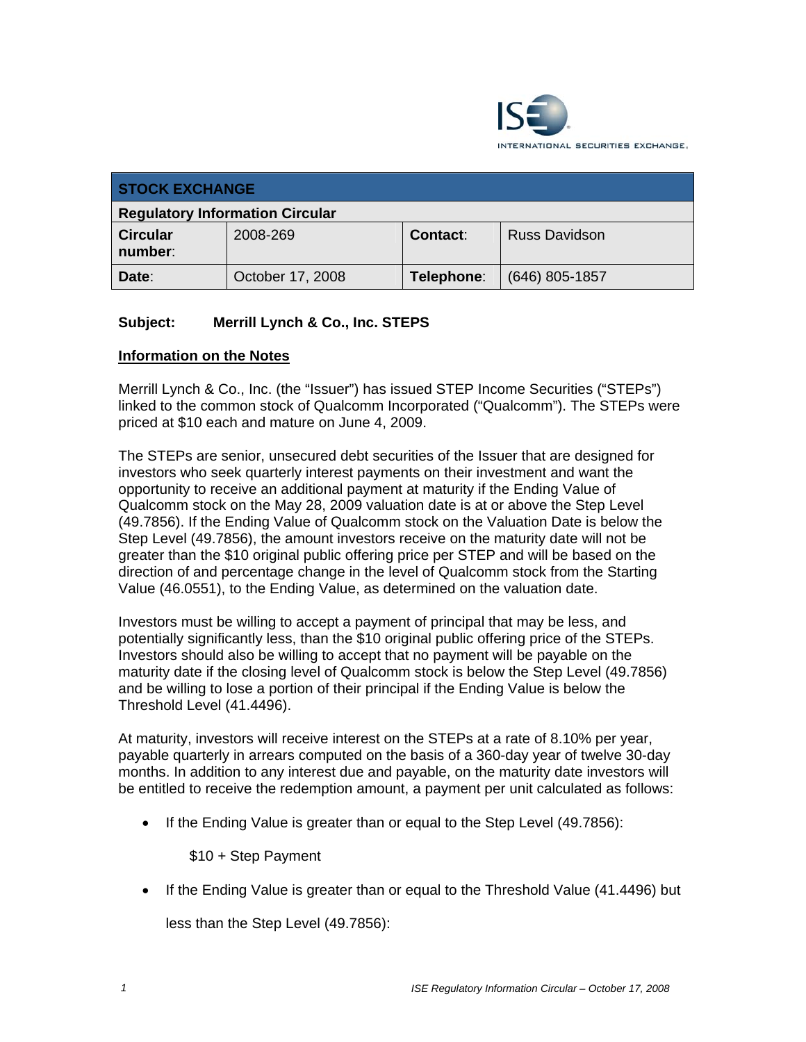ISE
INTERNATIONAL SECURITIES EXCHANGE.

| STOCK EXCHANGE | | | |
|---|---|---|---|
| **Regulatory Information Circular** | | | |
| **Circular number**: | 2008-269 | **Contact**: | Russ Davidson |
| **Date**: | October 17, 2008 | **Telephone**: | (646) 805-1857 |

**Subject: Merrill Lynch & Co., Inc. STEPS**

**Information on the Notes**

Merrill Lynch & Co., Inc. (the "Issuer") has issued STEP Income Securities ("STEPs") linked to the common stock of Qualcomm Incorporated ("Qualcomm"). The STEPs were priced at $10 each and mature on June 4, 2009.

The STEPs are senior, unsecured debt securities of the Issuer that are designed for investors who seek quarterly interest payments on their investment and want the opportunity to receive an additional payment at maturity if the Ending Value of Qualcomm stock on the May 28, 2009 valuation date is at or above the Step Level (49.7856). If the Ending Value of Qualcomm stock on the Valuation Date is below the Step Level (49.7856), the amount investors receive on the maturity date will not be greater than the $10 original public offering price per STEP and will be based on the direction of and percentage change in the level of Qualcomm stock from the Starting Value (46.0551), to the Ending Value, as determined on the valuation date.

Investors must be willing to accept a payment of principal that may be less, and potentially significantly less, than the $10 original public offering price of the STEPs. Investors should also be willing to accept that no payment will be payable on the maturity date if the closing level of Qualcomm stock is below the Step Level (49.7856) and be willing to lose a portion of their principal if the Ending Value is below the Threshold Level (41.4496).

At maturity, investors will receive interest on the STEPs at a rate of 8.10% per year, payable quarterly in arrears computed on the basis of a 360-day year of twelve 30-day months. In addition to any interest due and payable, on the maturity date investors will be entitled to receive the redemption amount, a payment per unit calculated as follows:

- If the Ending Value is greater than or equal to the Step Level (49.7856):

  $10 + Step Payment

- If the Ending Value is greater than or equal to the Threshold Value (41.4496) but less than the Step Level (49.7856):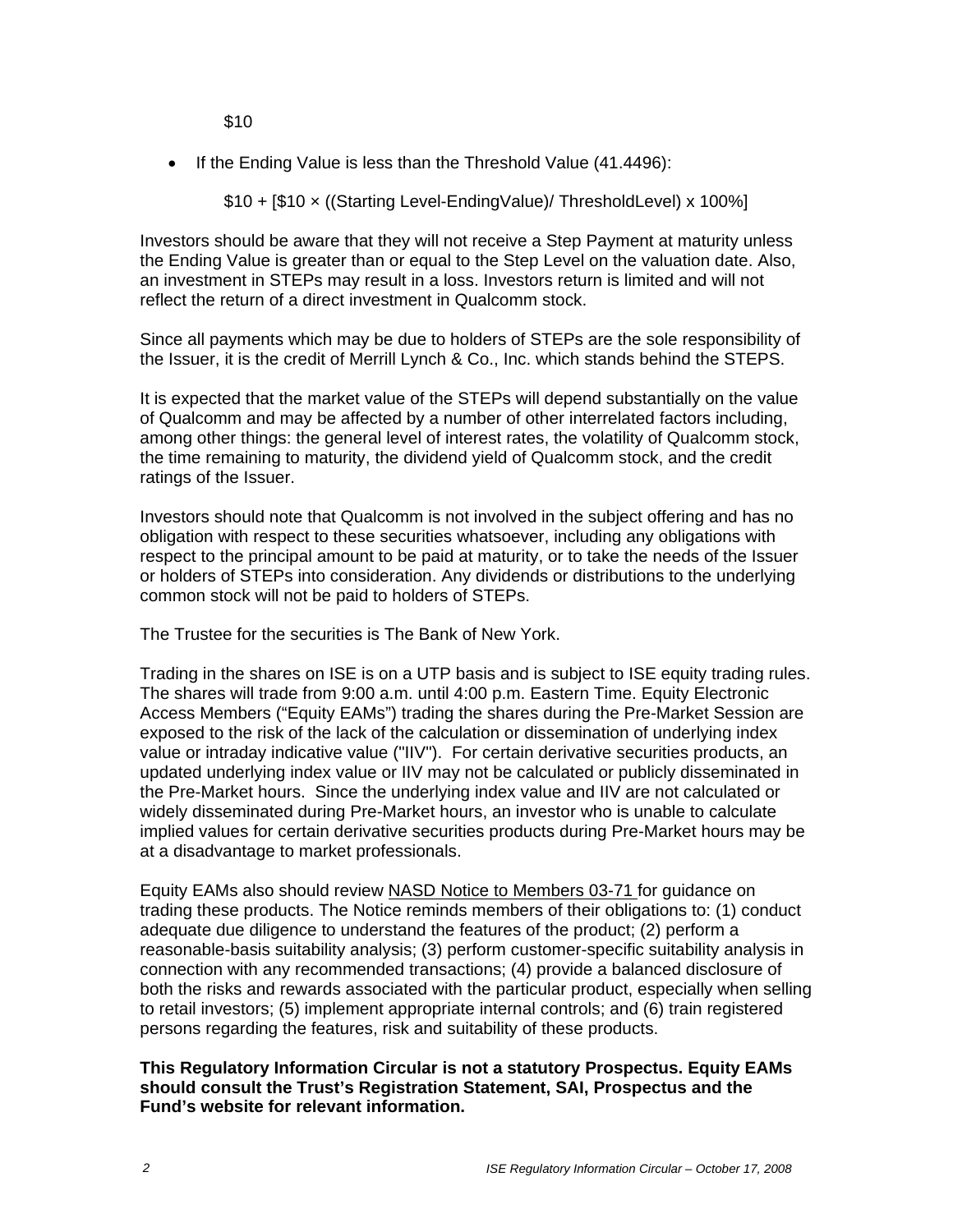$10

- If the Ending Value is less than the Threshold Value (41.4496):

  $10 + [$10 × ((Starting Level-EndingValue)/ ThresholdLevel) x 100%]

Investors should be aware that they will not receive a Step Payment at maturity unless the Ending Value is greater than or equal to the Step Level on the valuation date. Also, an investment in STEPs may result in a loss. Investors return is limited and will not reflect the return of a direct investment in Qualcomm stock.

Since all payments which may be due to holders of STEPs are the sole responsibility of the Issuer, it is the credit of Merrill Lynch & Co., Inc. which stands behind the STEPS.

It is expected that the market value of the STEPs will depend substantially on the value of Qualcomm and may be affected by a number of other interrelated factors including, among other things: the general level of interest rates, the volatility of Qualcomm stock, the time remaining to maturity, the dividend yield of Qualcomm stock, and the credit ratings of the Issuer.

Investors should note that Qualcomm is not involved in the subject offering and has no obligation with respect to these securities whatsoever, including any obligations with respect to the principal amount to be paid at maturity, or to take the needs of the Issuer or holders of STEPs into consideration. Any dividends or distributions to the underlying common stock will not be paid to holders of STEPs.

The Trustee for the securities is The Bank of New York.

Trading in the shares on ISE is on a UTP basis and is subject to ISE equity trading rules. The shares will trade from 9:00 a.m. until 4:00 p.m. Eastern Time. Equity Electronic Access Members ("Equity EAMs") trading the shares during the Pre-Market Session are exposed to the risk of the lack of the calculation or dissemination of underlying index value or intraday indicative value ("IIV"). For certain derivative securities products, an updated underlying index value or IIV may not be calculated or publicly disseminated in the Pre-Market hours. Since the underlying index value and IIV are not calculated or widely disseminated during Pre-Market hours, an investor who is unable to calculate implied values for certain derivative securities products during Pre-Market hours may be at a disadvantage to market professionals.

Equity EAMs also should review NASD Notice to Members 03-71 for guidance on trading these products. The Notice reminds members of their obligations to: (1) conduct adequate due diligence to understand the features of the product; (2) perform a reasonable-basis suitability analysis; (3) perform customer-specific suitability analysis in connection with any recommended transactions; (4) provide a balanced disclosure of both the risks and rewards associated with the particular product, especially when selling to retail investors; (5) implement appropriate internal controls; and (6) train registered persons regarding the features, risk and suitability of these products.

**This Regulatory Information Circular is not a statutory Prospectus. Equity EAMs should consult the Trust's Registration Statement, SAI, Prospectus and the Fund's website for relevant information.**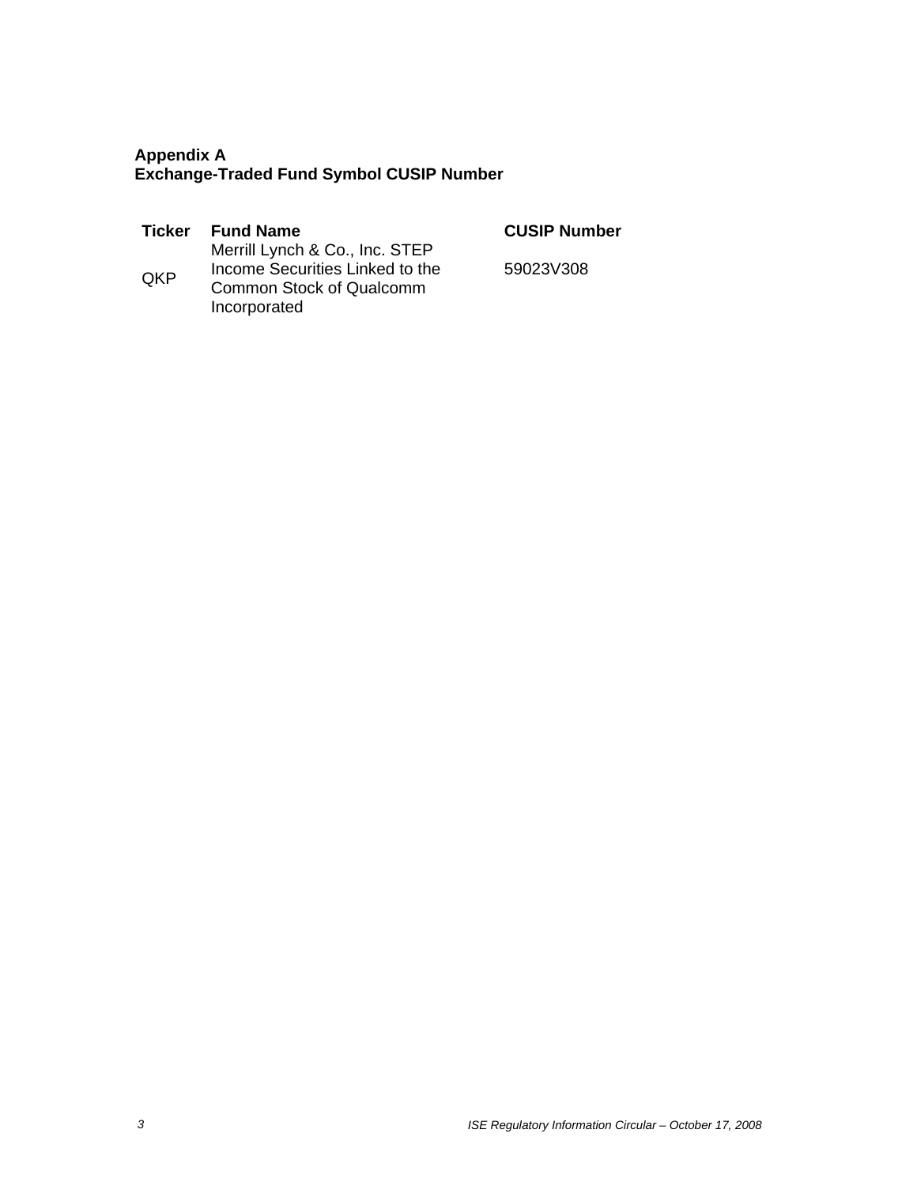**Appendix A**
**Exchange-Traded Fund Symbol CUSIP Number**

| Ticker | Fund Name | CUSIP Number |
|---|---|---|
| QKP | Merrill Lynch & Co., Inc. STEP Income Securities Linked to the Common Stock of Qualcomm Incorporated | 59023V308 |